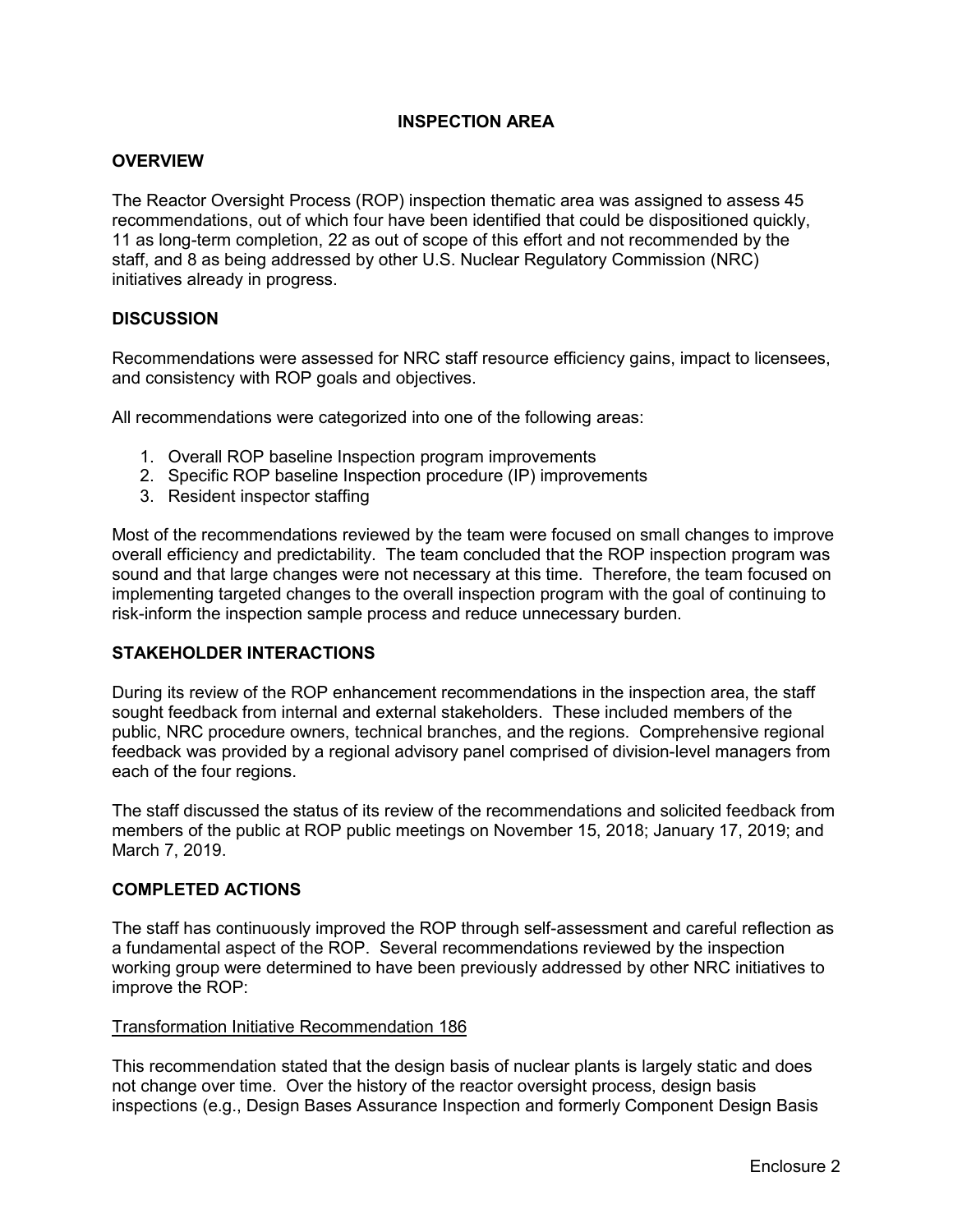# INSPECTION AREA

## OVERVIEW

The Reactor Oversight Process (ROP) inspection thematic area was assigned to assess 45 recommendations, out of which four have been identified that could be dispositioned quickly, 11 as long-term completion, 22 as out of scope of this effort and not recommended by the staff, and 8 as being addressed by other U.S. Nuclear Regulatory Commission (NRC) initiatives already in progress.

## DISCUSSION

Recommendations were assessed for NRC staff resource efficiency gains, impact to licensees, and consistency with ROP goals and objectives.

All recommendations were categorized into one of the following areas:

1. Overall ROP baseline Inspection program improvements
2. Specific ROP baseline Inspection procedure (IP) improvements
3. Resident inspector staffing

Most of the recommendations reviewed by the team were focused on small changes to improve overall efficiency and predictability. The team concluded that the ROP inspection program was sound and that large changes were not necessary at this time. Therefore, the team focused on implementing targeted changes to the overall inspection program with the goal of continuing to risk-inform the inspection sample process and reduce unnecessary burden.

## STAKEHOLDER INTERACTIONS

During its review of the ROP enhancement recommendations in the inspection area, the staff sought feedback from internal and external stakeholders. These included members of the public, NRC procedure owners, technical branches, and the regions. Comprehensive regional feedback was provided by a regional advisory panel comprised of division-level managers from each of the four regions.

The staff discussed the status of its review of the recommendations and solicited feedback from members of the public at ROP public meetings on November 15, 2018; January 17, 2019; and March 7, 2019.

## COMPLETED ACTIONS

The staff has continuously improved the ROP through self-assessment and careful reflection as a fundamental aspect of the ROP. Several recommendations reviewed by the inspection working group were determined to have been previously addressed by other NRC initiatives to improve the ROP:

<u>Transformation Initiative Recommendation 186</u>

This recommendation stated that the design basis of nuclear plants is largely static and does not change over time. Over the history of the reactor oversight process, design basis inspections (e.g., Design Bases Assurance Inspection and formerly Component Design Basis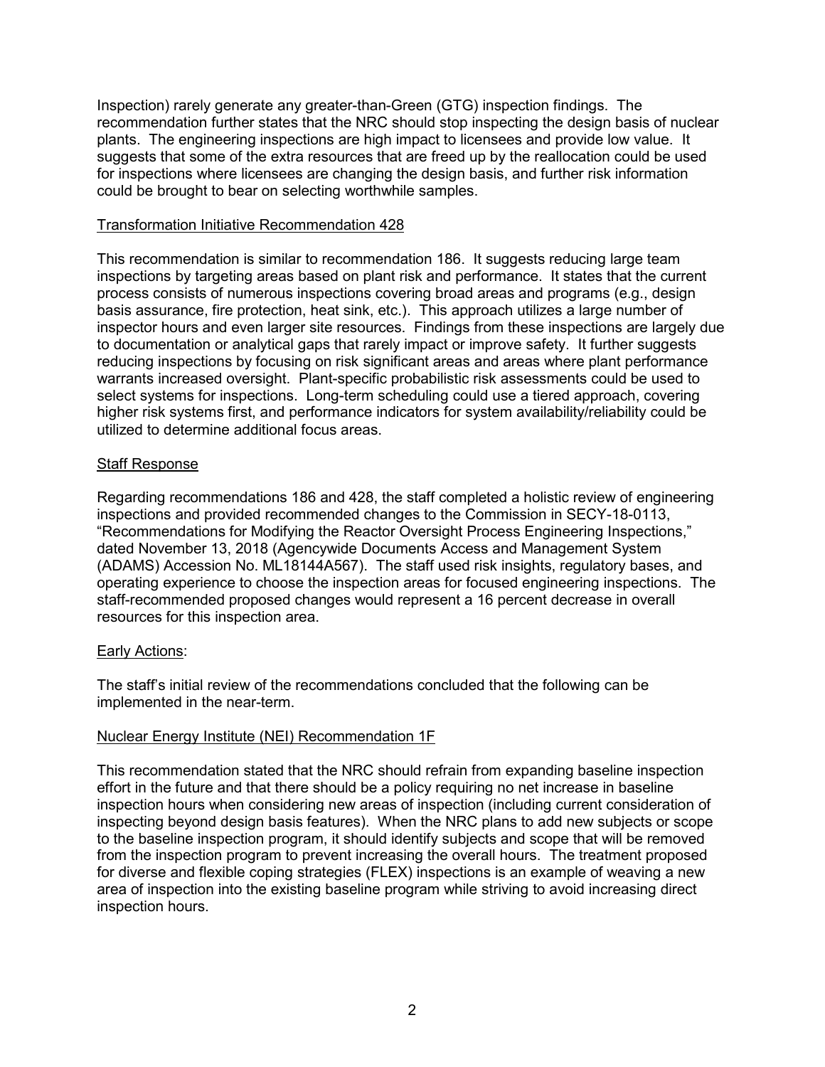Inspection) rarely generate any greater-than-Green (GTG) inspection findings. The recommendation further states that the NRC should stop inspecting the design basis of nuclear plants. The engineering inspections are high impact to licensees and provide low value. It suggests that some of the extra resources that are freed up by the reallocation could be used for inspections where licensees are changing the design basis, and further risk information could be brought to bear on selecting worthwhile samples.

Transformation Initiative Recommendation 428

This recommendation is similar to recommendation 186. It suggests reducing large team inspections by targeting areas based on plant risk and performance. It states that the current process consists of numerous inspections covering broad areas and programs (e.g., design basis assurance, fire protection, heat sink, etc.). This approach utilizes a large number of inspector hours and even larger site resources. Findings from these inspections are largely due to documentation or analytical gaps that rarely impact or improve safety. It further suggests reducing inspections by focusing on risk significant areas and areas where plant performance warrants increased oversight. Plant-specific probabilistic risk assessments could be used to select systems for inspections. Long-term scheduling could use a tiered approach, covering higher risk systems first, and performance indicators for system availability/reliability could be utilized to determine additional focus areas.

Staff Response

Regarding recommendations 186 and 428, the staff completed a holistic review of engineering inspections and provided recommended changes to the Commission in SECY-18-0113, "Recommendations for Modifying the Reactor Oversight Process Engineering Inspections," dated November 13, 2018 (Agencywide Documents Access and Management System (ADAMS) Accession No. ML18144A567). The staff used risk insights, regulatory bases, and operating experience to choose the inspection areas for focused engineering inspections. The staff-recommended proposed changes would represent a 16 percent decrease in overall resources for this inspection area.

Early Actions:

The staff's initial review of the recommendations concluded that the following can be implemented in the near-term.

Nuclear Energy Institute (NEI) Recommendation 1F

This recommendation stated that the NRC should refrain from expanding baseline inspection effort in the future and that there should be a policy requiring no net increase in baseline inspection hours when considering new areas of inspection (including current consideration of inspecting beyond design basis features). When the NRC plans to add new subjects or scope to the baseline inspection program, it should identify subjects and scope that will be removed from the inspection program to prevent increasing the overall hours. The treatment proposed for diverse and flexible coping strategies (FLEX) inspections is an example of weaving a new area of inspection into the existing baseline program while striving to avoid increasing direct inspection hours.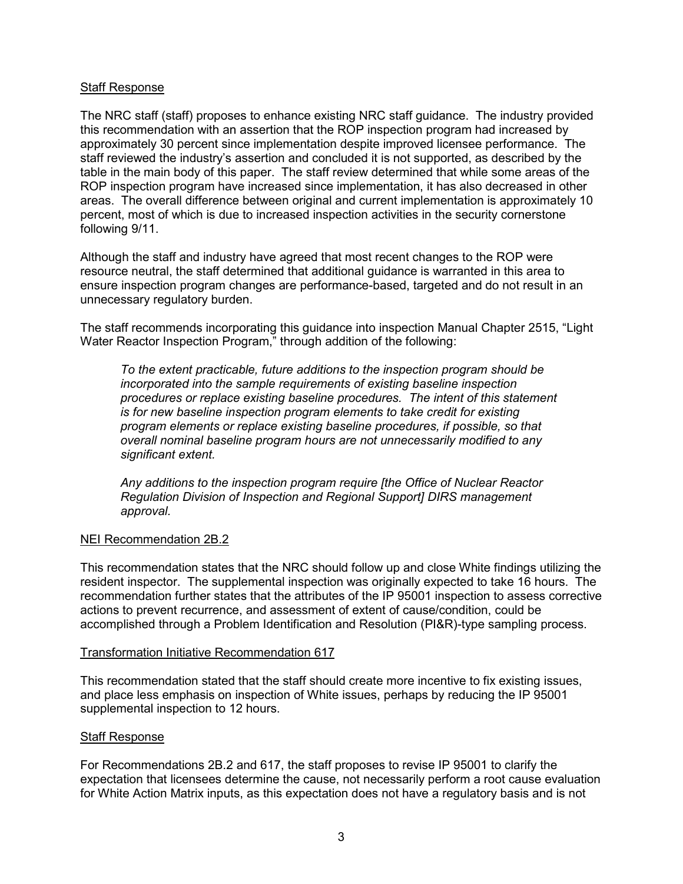Staff Response

The NRC staff (staff) proposes to enhance existing NRC staff guidance. The industry provided this recommendation with an assertion that the ROP inspection program had increased by approximately 30 percent since implementation despite improved licensee performance. The staff reviewed the industry's assertion and concluded it is not supported, as described by the table in the main body of this paper. The staff review determined that while some areas of the ROP inspection program have increased since implementation, it has also decreased in other areas. The overall difference between original and current implementation is approximately 10 percent, most of which is due to increased inspection activities in the security cornerstone following 9/11.

Although the staff and industry have agreed that most recent changes to the ROP were resource neutral, the staff determined that additional guidance is warranted in this area to ensure inspection program changes are performance-based, targeted and do not result in an unnecessary regulatory burden.

The staff recommends incorporating this guidance into inspection Manual Chapter 2515, "Light Water Reactor Inspection Program," through addition of the following:

> *To the extent practicable, future additions to the inspection program should be incorporated into the sample requirements of existing baseline inspection procedures or replace existing baseline procedures. The intent of this statement is for new baseline inspection program elements to take credit for existing program elements or replace existing baseline procedures, if possible, so that overall nominal baseline program hours are not unnecessarily modified to any significant extent.*
>
> *Any additions to the inspection program require [the Office of Nuclear Reactor Regulation Division of Inspection and Regional Support] DIRS management approval.*

NEI Recommendation 2B.2

This recommendation states that the NRC should follow up and close White findings utilizing the resident inspector. The supplemental inspection was originally expected to take 16 hours. The recommendation further states that the attributes of the IP 95001 inspection to assess corrective actions to prevent recurrence, and assessment of extent of cause/condition, could be accomplished through a Problem Identification and Resolution (PI&R)-type sampling process.

Transformation Initiative Recommendation 617

This recommendation stated that the staff should create more incentive to fix existing issues, and place less emphasis on inspection of White issues, perhaps by reducing the IP 95001 supplemental inspection to 12 hours.

Staff Response

For Recommendations 2B.2 and 617, the staff proposes to revise IP 95001 to clarify the expectation that licensees determine the cause, not necessarily perform a root cause evaluation for White Action Matrix inputs, as this expectation does not have a regulatory basis and is not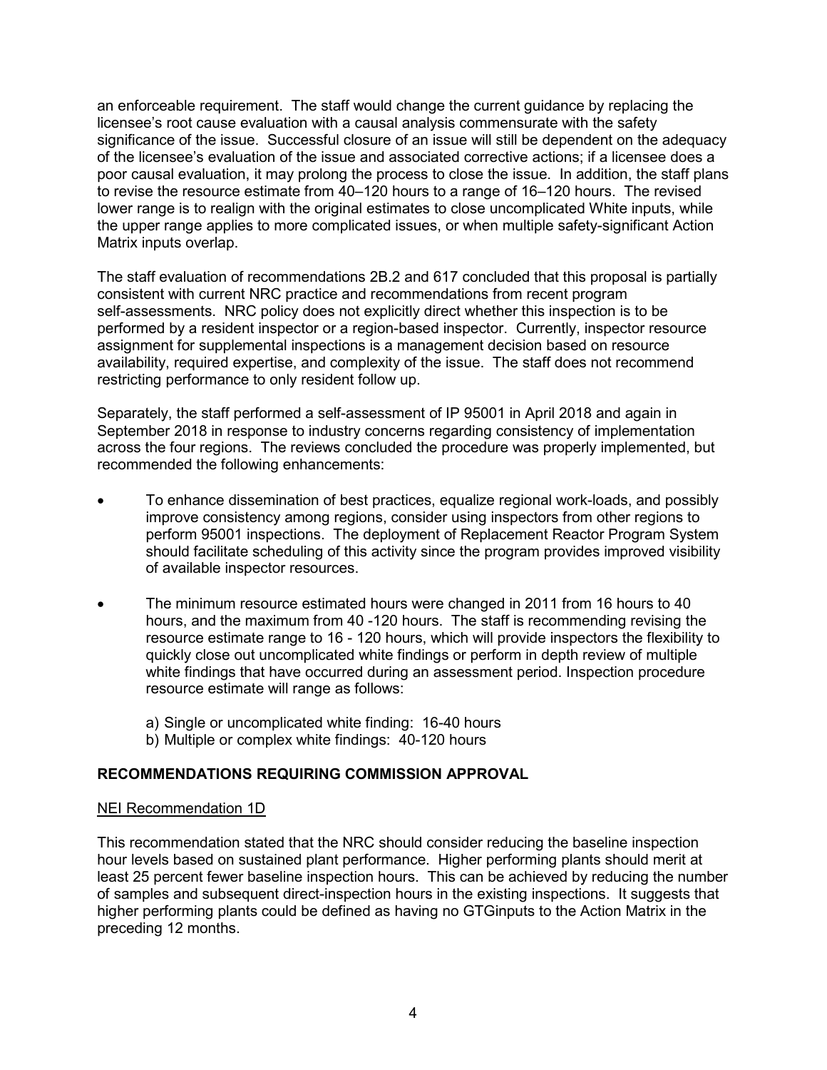an enforceable requirement. The staff would change the current guidance by replacing the licensee's root cause evaluation with a causal analysis commensurate with the safety significance of the issue. Successful closure of an issue will still be dependent on the adequacy of the licensee's evaluation of the issue and associated corrective actions; if a licensee does a poor causal evaluation, it may prolong the process to close the issue. In addition, the staff plans to revise the resource estimate from 40–120 hours to a range of 16–120 hours. The revised lower range is to realign with the original estimates to close uncomplicated White inputs, while the upper range applies to more complicated issues, or when multiple safety-significant Action Matrix inputs overlap.

The staff evaluation of recommendations 2B.2 and 617 concluded that this proposal is partially consistent with current NRC practice and recommendations from recent program self-assessments. NRC policy does not explicitly direct whether this inspection is to be performed by a resident inspector or a region-based inspector. Currently, inspector resource assignment for supplemental inspections is a management decision based on resource availability, required expertise, and complexity of the issue. The staff does not recommend restricting performance to only resident follow up.

Separately, the staff performed a self-assessment of IP 95001 in April 2018 and again in September 2018 in response to industry concerns regarding consistency of implementation across the four regions. The reviews concluded the procedure was properly implemented, but recommended the following enhancements:

- To enhance dissemination of best practices, equalize regional work-loads, and possibly improve consistency among regions, consider using inspectors from other regions to perform 95001 inspections. The deployment of Replacement Reactor Program System should facilitate scheduling of this activity since the program provides improved visibility of available inspector resources.
- The minimum resource estimated hours were changed in 2011 from 16 hours to 40 hours, and the maximum from 40 -120 hours. The staff is recommending revising the resource estimate range to 16 - 120 hours, which will provide inspectors the flexibility to quickly close out uncomplicated white findings or perform in depth review of multiple white findings that have occurred during an assessment period. Inspection procedure resource estimate will range as follows:

  a) Single or uncomplicated white finding: 16-40 hours
  b) Multiple or complex white findings: 40-120 hours

## RECOMMENDATIONS REQUIRING COMMISSION APPROVAL

### NEI Recommendation 1D

This recommendation stated that the NRC should consider reducing the baseline inspection hour levels based on sustained plant performance. Higher performing plants should merit at least 25 percent fewer baseline inspection hours. This can be achieved by reducing the number of samples and subsequent direct-inspection hours in the existing inspections. It suggests that higher performing plants could be defined as having no GTGinputs to the Action Matrix in the preceding 12 months.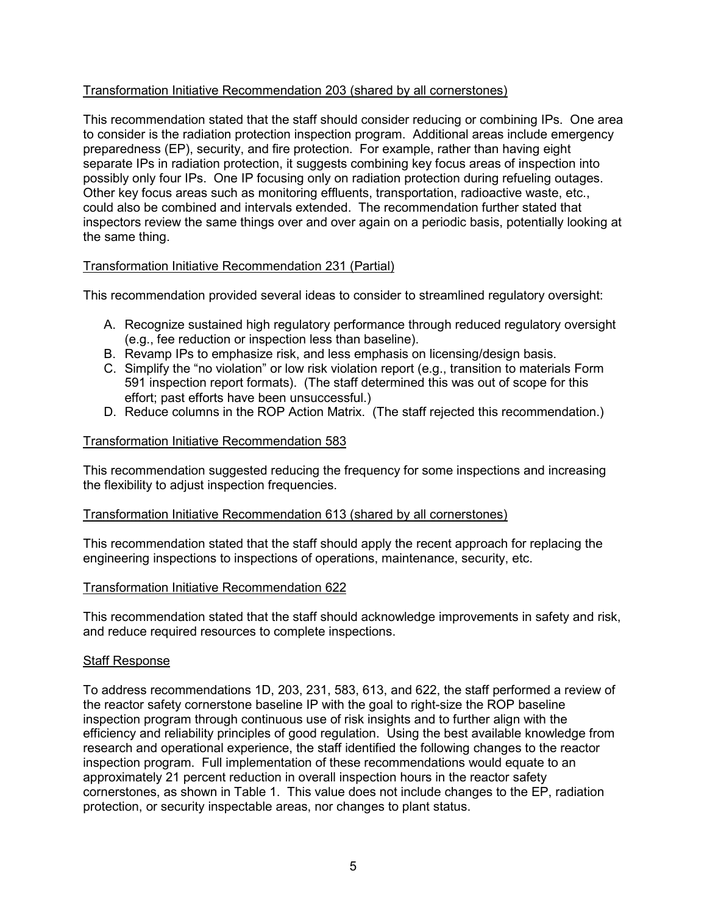<u>Transformation Initiative Recommendation 203 (shared by all cornerstones)</u>

This recommendation stated that the staff should consider reducing or combining IPs. One area to consider is the radiation protection inspection program. Additional areas include emergency preparedness (EP), security, and fire protection. For example, rather than having eight separate IPs in radiation protection, it suggests combining key focus areas of inspection into possibly only four IPs. One IP focusing only on radiation protection during refueling outages. Other key focus areas such as monitoring effluents, transportation, radioactive waste, etc., could also be combined and intervals extended. The recommendation further stated that inspectors review the same things over and over again on a periodic basis, potentially looking at the same thing.

<u>Transformation Initiative Recommendation 231 (Partial)</u>

This recommendation provided several ideas to consider to streamlined regulatory oversight:

A. Recognize sustained high regulatory performance through reduced regulatory oversight (e.g., fee reduction or inspection less than baseline).
B. Revamp IPs to emphasize risk, and less emphasis on licensing/design basis.
C. Simplify the "no violation" or low risk violation report (e.g., transition to materials Form 591 inspection report formats). (The staff determined this was out of scope for this effort; past efforts have been unsuccessful.)
D. Reduce columns in the ROP Action Matrix. (The staff rejected this recommendation.)

<u>Transformation Initiative Recommendation 583</u>

This recommendation suggested reducing the frequency for some inspections and increasing the flexibility to adjust inspection frequencies.

<u>Transformation Initiative Recommendation 613 (shared by all cornerstones)</u>

This recommendation stated that the staff should apply the recent approach for replacing the engineering inspections to inspections of operations, maintenance, security, etc.

<u>Transformation Initiative Recommendation 622</u>

This recommendation stated that the staff should acknowledge improvements in safety and risk, and reduce required resources to complete inspections.

<u>Staff Response</u>

To address recommendations 1D, 203, 231, 583, 613, and 622, the staff performed a review of the reactor safety cornerstone baseline IP with the goal to right-size the ROP baseline inspection program through continuous use of risk insights and to further align with the efficiency and reliability principles of good regulation. Using the best available knowledge from research and operational experience, the staff identified the following changes to the reactor inspection program. Full implementation of these recommendations would equate to an approximately 21 percent reduction in overall inspection hours in the reactor safety cornerstones, as shown in Table 1. This value does not include changes to the EP, radiation protection, or security inspectable areas, nor changes to plant status.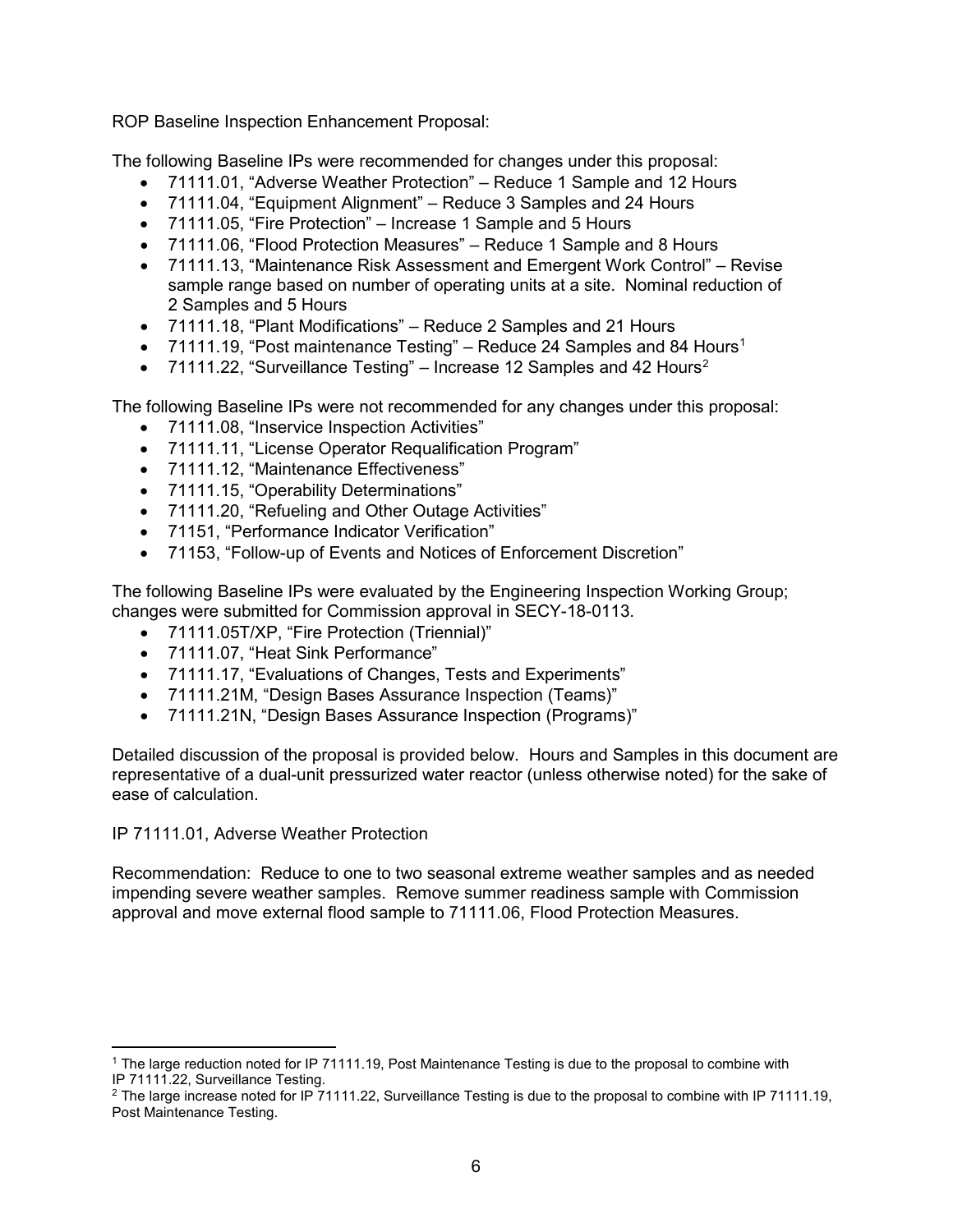ROP Baseline Inspection Enhancement Proposal:

The following Baseline IPs were recommended for changes under this proposal:

- 71111.01, "Adverse Weather Protection" – Reduce 1 Sample and 12 Hours
- 71111.04, "Equipment Alignment" – Reduce 3 Samples and 24 Hours
- 71111.05, "Fire Protection" – Increase 1 Sample and 5 Hours
- 71111.06, "Flood Protection Measures" – Reduce 1 Sample and 8 Hours
- 71111.13, "Maintenance Risk Assessment and Emergent Work Control" – Revise sample range based on number of operating units at a site. Nominal reduction of 2 Samples and 5 Hours
- 71111.18, "Plant Modifications" – Reduce 2 Samples and 21 Hours
- 71111.19, "Post maintenance Testing" – Reduce 24 Samples and 84 Hours[1]
- 71111.22, "Surveillance Testing" – Increase 12 Samples and 42 Hours[2]

The following Baseline IPs were not recommended for any changes under this proposal:

- 71111.08, "Inservice Inspection Activities"
- 71111.11, "License Operator Requalification Program"
- 71111.12, "Maintenance Effectiveness"
- 71111.15, "Operability Determinations"
- 71111.20, "Refueling and Other Outage Activities"
- 71151, "Performance Indicator Verification"
- 71153, "Follow-up of Events and Notices of Enforcement Discretion"

The following Baseline IPs were evaluated by the Engineering Inspection Working Group; changes were submitted for Commission approval in SECY-18-0113.

- 71111.05T/XP, "Fire Protection (Triennial)"
- 71111.07, "Heat Sink Performance"
- 71111.17, "Evaluations of Changes, Tests and Experiments"
- 71111.21M, "Design Bases Assurance Inspection (Teams)"
- 71111.21N, "Design Bases Assurance Inspection (Programs)"

Detailed discussion of the proposal is provided below. Hours and Samples in this document are representative of a dual-unit pressurized water reactor (unless otherwise noted) for the sake of ease of calculation.

IP 71111.01, Adverse Weather Protection

Recommendation: Reduce to one to two seasonal extreme weather samples and as needed impending severe weather samples. Remove summer readiness sample with Commission approval and move external flood sample to 71111.06, Flood Protection Measures.

---

[1] The large reduction noted for IP 71111.19, Post Maintenance Testing is due to the proposal to combine with IP 71111.22, Surveillance Testing.

[2] The large increase noted for IP 71111.22, Surveillance Testing is due to the proposal to combine with IP 71111.19, Post Maintenance Testing.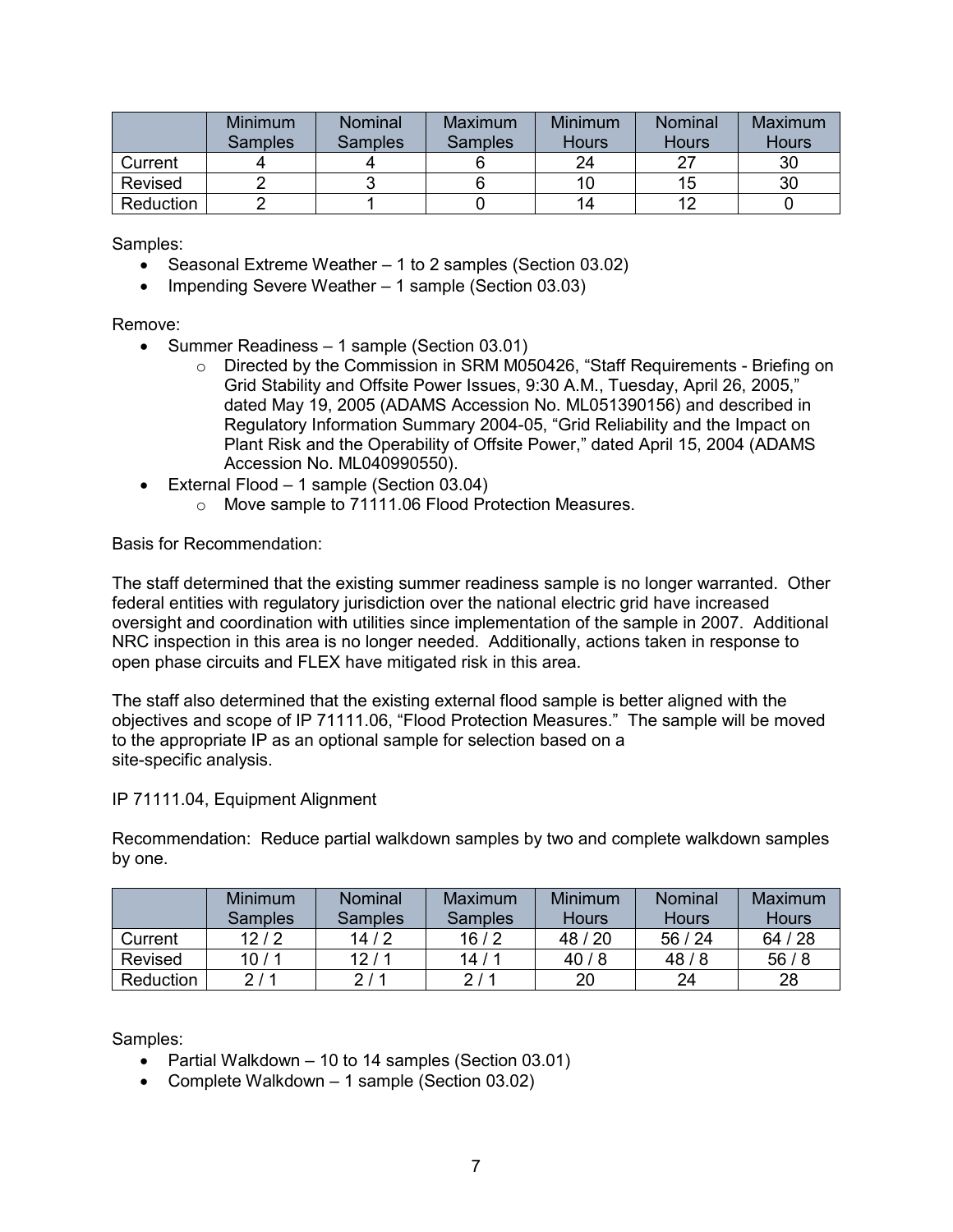| | Minimum Samples | Nominal Samples | Maximum Samples | Minimum Hours | Nominal Hours | Maximum Hours |
|---|---|---|---|---|---|---|
| Current | 4 | 4 | 6 | 24 | 27 | 30 |
| Revised | 2 | 3 | 6 | 10 | 15 | 30 |
| Reduction | 2 | 1 | 0 | 14 | 12 | 0 |

Samples:

- Seasonal Extreme Weather – 1 to 2 samples (Section 03.02)
- Impending Severe Weather – 1 sample (Section 03.03)

Remove:

- Summer Readiness – 1 sample (Section 03.01)
  - Directed by the Commission in SRM M050426, "Staff Requirements - Briefing on Grid Stability and Offsite Power Issues, 9:30 A.M., Tuesday, April 26, 2005," dated May 19, 2005 (ADAMS Accession No. ML051390156) and described in Regulatory Information Summary 2004-05, "Grid Reliability and the Impact on Plant Risk and the Operability of Offsite Power," dated April 15, 2004 (ADAMS Accession No. ML040990550).
- External Flood – 1 sample (Section 03.04)
  - Move sample to 71111.06 Flood Protection Measures.

Basis for Recommendation:

The staff determined that the existing summer readiness sample is no longer warranted. Other federal entities with regulatory jurisdiction over the national electric grid have increased oversight and coordination with utilities since implementation of the sample in 2007. Additional NRC inspection in this area is no longer needed. Additionally, actions taken in response to open phase circuits and FLEX have mitigated risk in this area.

The staff also determined that the existing external flood sample is better aligned with the objectives and scope of IP 71111.06, "Flood Protection Measures." The sample will be moved to the appropriate IP as an optional sample for selection based on a site-specific analysis.

IP 71111.04, Equipment Alignment

Recommendation: Reduce partial walkdown samples by two and complete walkdown samples by one.

| | Minimum Samples | Nominal Samples | Maximum Samples | Minimum Hours | Nominal Hours | Maximum Hours |
|---|---|---|---|---|---|---|
| Current | 12 / 2 | 14 / 2 | 16 / 2 | 48 / 20 | 56 / 24 | 64 / 28 |
| Revised | 10 / 1 | 12 / 1 | 14 / 1 | 40 / 8 | 48 / 8 | 56 / 8 |
| Reduction | 2 / 1 | 2 / 1 | 2 / 1 | 20 | 24 | 28 |

Samples:

- Partial Walkdown – 10 to 14 samples (Section 03.01)
- Complete Walkdown – 1 sample (Section 03.02)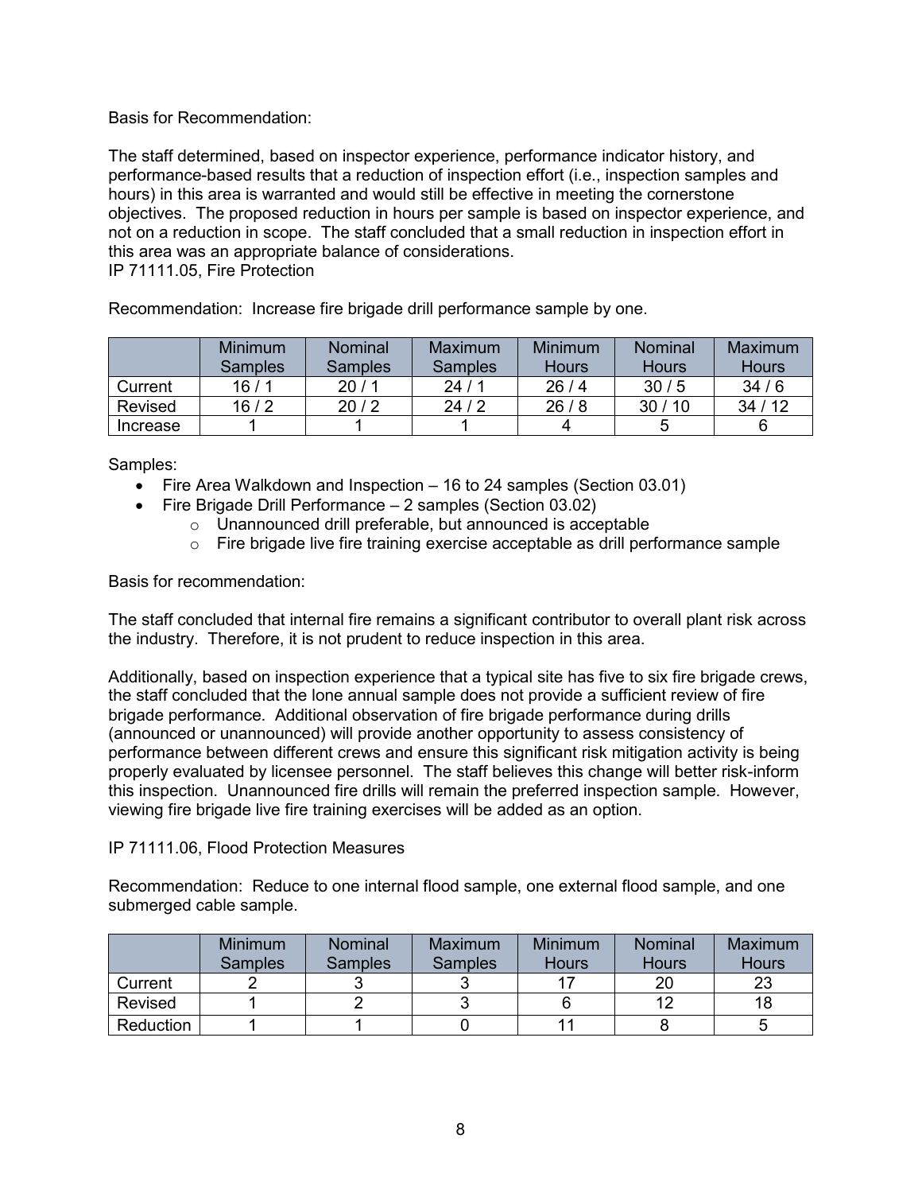Basis for Recommendation:

The staff determined, based on inspector experience, performance indicator history, and performance-based results that a reduction of inspection effort (i.e., inspection samples and hours) in this area is warranted and would still be effective in meeting the cornerstone objectives. The proposed reduction in hours per sample is based on inspector experience, and not on a reduction in scope. The staff concluded that a small reduction in inspection effort in this area was an appropriate balance of considerations.

IP 71111.05, Fire Protection

Recommendation: Increase fire brigade drill performance sample by one.

| | Minimum Samples | Nominal Samples | Maximum Samples | Minimum Hours | Nominal Hours | Maximum Hours |
|---|---|---|---|---|---|---|
| Current | 16 / 1 | 20 / 1 | 24 / 1 | 26 / 4 | 30 / 5 | 34 / 6 |
| Revised | 16 / 2 | 20 / 2 | 24 / 2 | 26 / 8 | 30 / 10 | 34 / 12 |
| Increase | 1 | 1 | 1 | 4 | 5 | 6 |

Samples:

- Fire Area Walkdown and Inspection – 16 to 24 samples (Section 03.01)
- Fire Brigade Drill Performance – 2 samples (Section 03.02)
  - Unannounced drill preferable, but announced is acceptable
  - Fire brigade live fire training exercise acceptable as drill performance sample

Basis for recommendation:

The staff concluded that internal fire remains a significant contributor to overall plant risk across the industry. Therefore, it is not prudent to reduce inspection in this area.

Additionally, based on inspection experience that a typical site has five to six fire brigade crews, the staff concluded that the lone annual sample does not provide a sufficient review of fire brigade performance. Additional observation of fire brigade performance during drills (announced or unannounced) will provide another opportunity to assess consistency of performance between different crews and ensure this significant risk mitigation activity is being properly evaluated by licensee personnel. The staff believes this change will better risk-inform this inspection. Unannounced fire drills will remain the preferred inspection sample. However, viewing fire brigade live fire training exercises will be added as an option.

IP 71111.06, Flood Protection Measures

Recommendation: Reduce to one internal flood sample, one external flood sample, and one submerged cable sample.

| | Minimum Samples | Nominal Samples | Maximum Samples | Minimum Hours | Nominal Hours | Maximum Hours |
|---|---|---|---|---|---|---|
| Current | 2 | 3 | 3 | 17 | 20 | 23 |
| Revised | 1 | 2 | 3 | 6 | 12 | 18 |
| Reduction | 1 | 1 | 0 | 11 | 8 | 5 |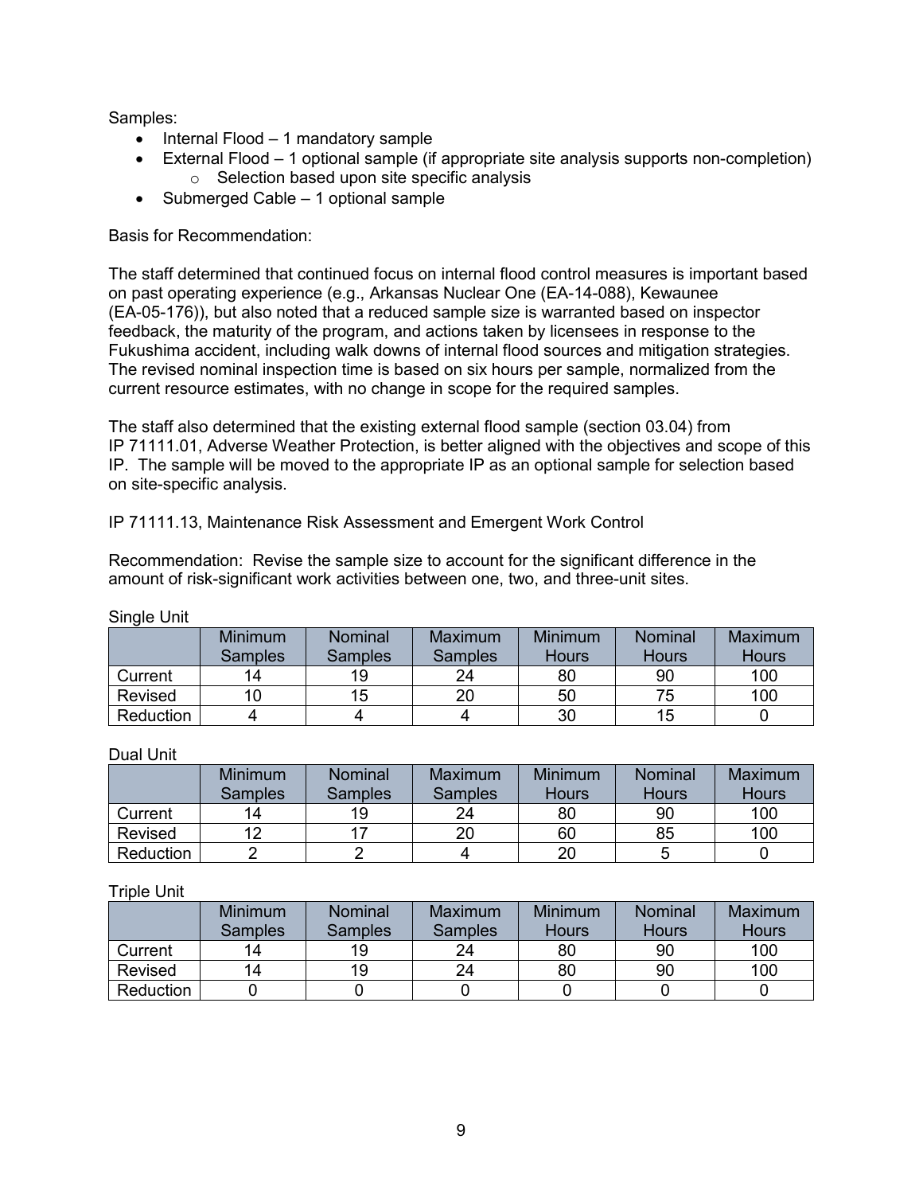Samples:

- Internal Flood – 1 mandatory sample
- External Flood – 1 optional sample (if appropriate site analysis supports non-completion)
  - Selection based upon site specific analysis
- Submerged Cable – 1 optional sample

Basis for Recommendation:

The staff determined that continued focus on internal flood control measures is important based on past operating experience (e.g., Arkansas Nuclear One (EA-14-088), Kewaunee (EA-05-176)), but also noted that a reduced sample size is warranted based on inspector feedback, the maturity of the program, and actions taken by licensees in response to the Fukushima accident, including walk downs of internal flood sources and mitigation strategies. The revised nominal inspection time is based on six hours per sample, normalized from the current resource estimates, with no change in scope for the required samples.

The staff also determined that the existing external flood sample (section 03.04) from IP 71111.01, Adverse Weather Protection, is better aligned with the objectives and scope of this IP. The sample will be moved to the appropriate IP as an optional sample for selection based on site-specific analysis.

IP 71111.13, Maintenance Risk Assessment and Emergent Work Control

Recommendation: Revise the sample size to account for the significant difference in the amount of risk-significant work activities between one, two, and three-unit sites.

Single Unit

| | Minimum Samples | Nominal Samples | Maximum Samples | Minimum Hours | Nominal Hours | Maximum Hours |
|---|---|---|---|---|---|---|
| Current | 14 | 19 | 24 | 80 | 90 | 100 |
| Revised | 10 | 15 | 20 | 50 | 75 | 100 |
| Reduction | 4 | 4 | 4 | 30 | 15 | 0 |

Dual Unit

| | Minimum Samples | Nominal Samples | Maximum Samples | Minimum Hours | Nominal Hours | Maximum Hours |
|---|---|---|---|---|---|---|
| Current | 14 | 19 | 24 | 80 | 90 | 100 |
| Revised | 12 | 17 | 20 | 60 | 85 | 100 |
| Reduction | 2 | 2 | 4 | 20 | 5 | 0 |

Triple Unit

| | Minimum Samples | Nominal Samples | Maximum Samples | Minimum Hours | Nominal Hours | Maximum Hours |
|---|---|---|---|---|---|---|
| Current | 14 | 19 | 24 | 80 | 90 | 100 |
| Revised | 14 | 19 | 24 | 80 | 90 | 100 |
| Reduction | 0 | 0 | 0 | 0 | 0 | 0 |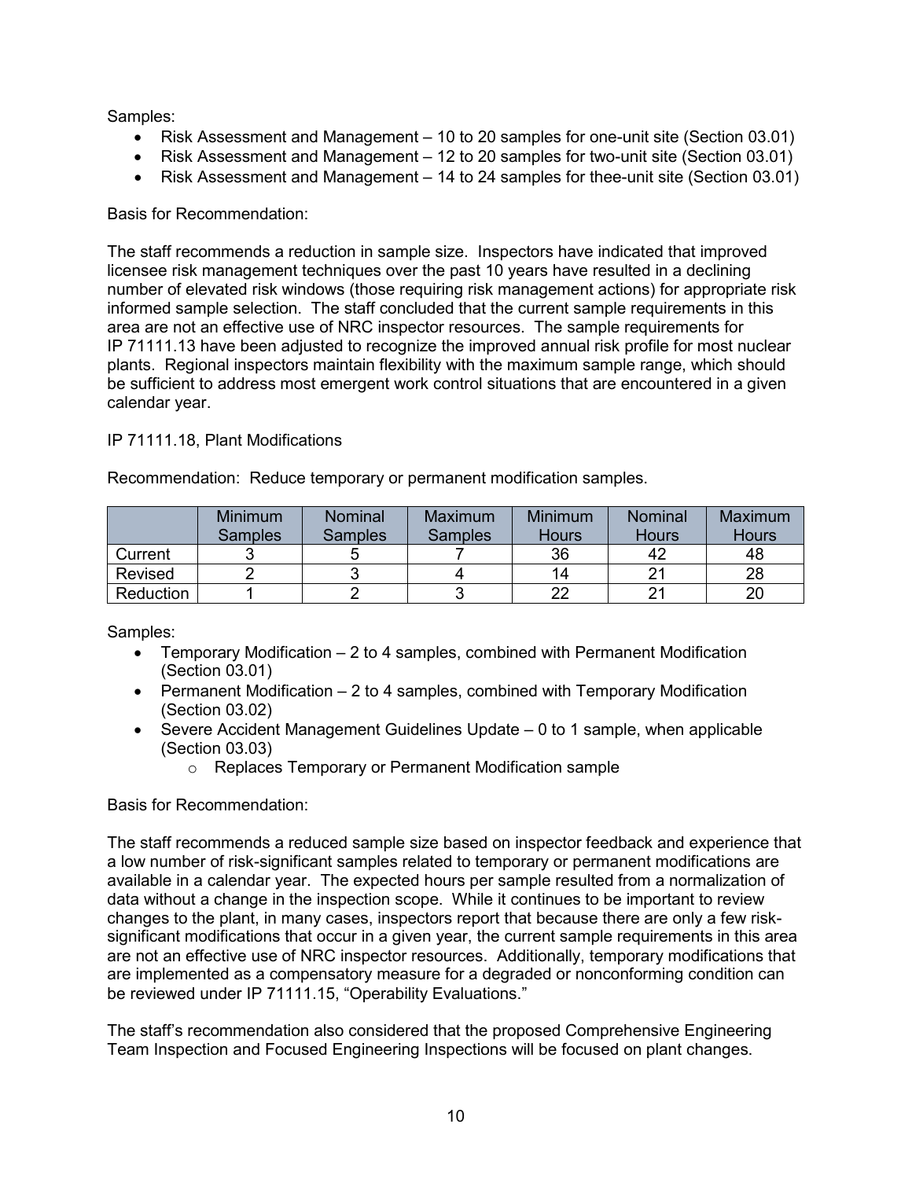Samples:

- Risk Assessment and Management – 10 to 20 samples for one-unit site (Section 03.01)
- Risk Assessment and Management – 12 to 20 samples for two-unit site (Section 03.01)
- Risk Assessment and Management – 14 to 24 samples for thee-unit site (Section 03.01)

Basis for Recommendation:

The staff recommends a reduction in sample size. Inspectors have indicated that improved licensee risk management techniques over the past 10 years have resulted in a declining number of elevated risk windows (those requiring risk management actions) for appropriate risk informed sample selection. The staff concluded that the current sample requirements in this area are not an effective use of NRC inspector resources. The sample requirements for IP 71111.13 have been adjusted to recognize the improved annual risk profile for most nuclear plants. Regional inspectors maintain flexibility with the maximum sample range, which should be sufficient to address most emergent work control situations that are encountered in a given calendar year.

IP 71111.18, Plant Modifications

Recommendation: Reduce temporary or permanent modification samples.

| | Minimum Samples | Nominal Samples | Maximum Samples | Minimum Hours | Nominal Hours | Maximum Hours |
|---|---|---|---|---|---|---|
| Current | 3 | 5 | 7 | 36 | 42 | 48 |
| Revised | 2 | 3 | 4 | 14 | 21 | 28 |
| Reduction | 1 | 2 | 3 | 22 | 21 | 20 |

Samples:

- Temporary Modification – 2 to 4 samples, combined with Permanent Modification (Section 03.01)
- Permanent Modification – 2 to 4 samples, combined with Temporary Modification (Section 03.02)
- Severe Accident Management Guidelines Update – 0 to 1 sample, when applicable (Section 03.03)
  - Replaces Temporary or Permanent Modification sample

Basis for Recommendation:

The staff recommends a reduced sample size based on inspector feedback and experience that a low number of risk-significant samples related to temporary or permanent modifications are available in a calendar year. The expected hours per sample resulted from a normalization of data without a change in the inspection scope. While it continues to be important to review changes to the plant, in many cases, inspectors report that because there are only a few risk-significant modifications that occur in a given year, the current sample requirements in this area are not an effective use of NRC inspector resources. Additionally, temporary modifications that are implemented as a compensatory measure for a degraded or nonconforming condition can be reviewed under IP 71111.15, "Operability Evaluations."

The staff's recommendation also considered that the proposed Comprehensive Engineering Team Inspection and Focused Engineering Inspections will be focused on plant changes.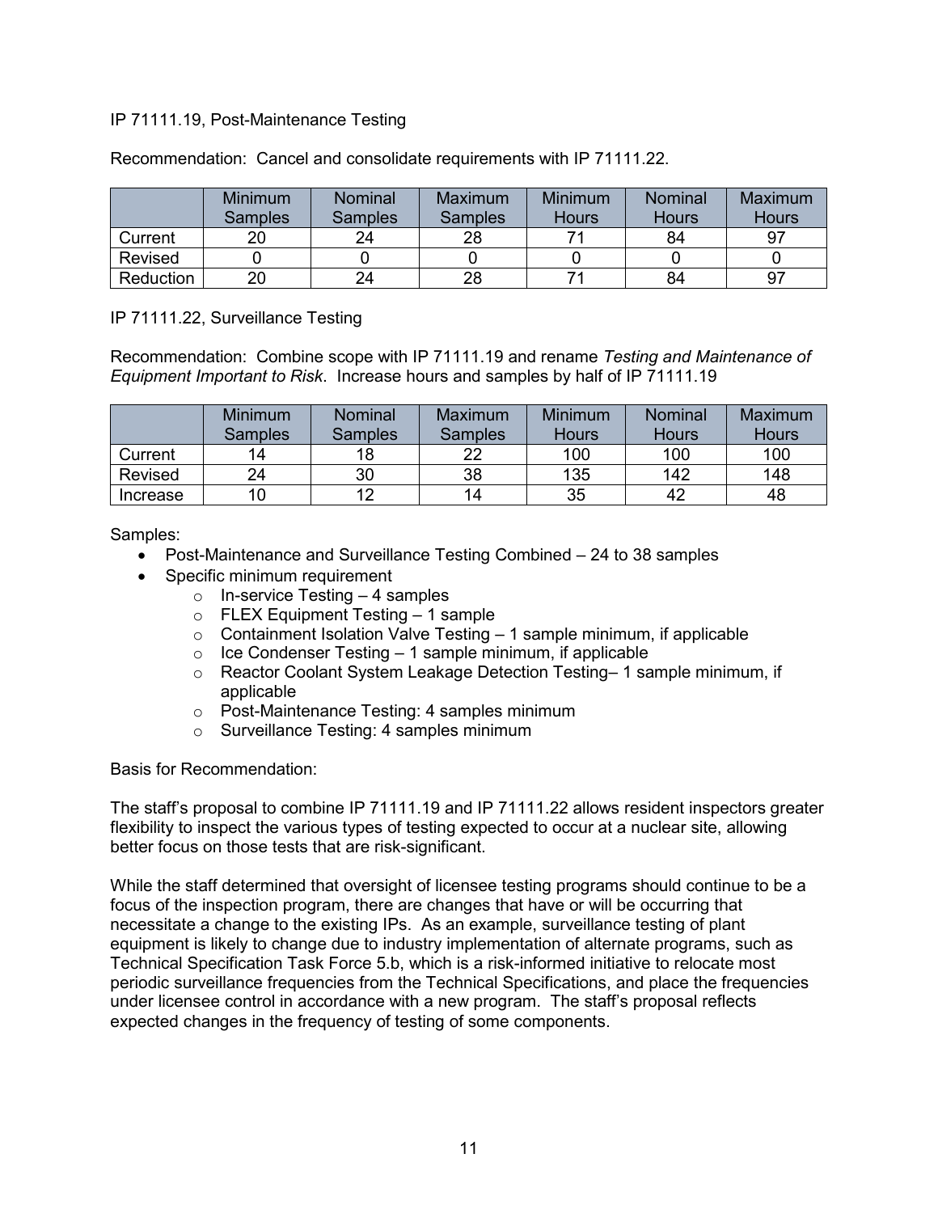IP 71111.19, Post-Maintenance Testing

Recommendation: Cancel and consolidate requirements with IP 71111.22.

| | Minimum Samples | Nominal Samples | Maximum Samples | Minimum Hours | Nominal Hours | Maximum Hours |
|---|---|---|---|---|---|---|
| Current | 20 | 24 | 28 | 71 | 84 | 97 |
| Revised | 0 | 0 | 0 | 0 | 0 | 0 |
| Reduction | 20 | 24 | 28 | 71 | 84 | 97 |

IP 71111.22, Surveillance Testing

Recommendation: Combine scope with IP 71111.19 and rename *Testing and Maintenance of Equipment Important to Risk*. Increase hours and samples by half of IP 71111.19

| | Minimum Samples | Nominal Samples | Maximum Samples | Minimum Hours | Nominal Hours | Maximum Hours |
|---|---|---|---|---|---|---|
| Current | 14 | 18 | 22 | 100 | 100 | 100 |
| Revised | 24 | 30 | 38 | 135 | 142 | 148 |
| Increase | 10 | 12 | 14 | 35 | 42 | 48 |

Samples:

- Post-Maintenance and Surveillance Testing Combined – 24 to 38 samples
- Specific minimum requirement
  - In-service Testing – 4 samples
  - FLEX Equipment Testing – 1 sample
  - Containment Isolation Valve Testing – 1 sample minimum, if applicable
  - Ice Condenser Testing – 1 sample minimum, if applicable
  - Reactor Coolant System Leakage Detection Testing– 1 sample minimum, if applicable
  - Post-Maintenance Testing: 4 samples minimum
  - Surveillance Testing: 4 samples minimum

Basis for Recommendation:

The staff's proposal to combine IP 71111.19 and IP 71111.22 allows resident inspectors greater flexibility to inspect the various types of testing expected to occur at a nuclear site, allowing better focus on those tests that are risk-significant.

While the staff determined that oversight of licensee testing programs should continue to be a focus of the inspection program, there are changes that have or will be occurring that necessitate a change to the existing IPs. As an example, surveillance testing of plant equipment is likely to change due to industry implementation of alternate programs, such as Technical Specification Task Force 5.b, which is a risk-informed initiative to relocate most periodic surveillance frequencies from the Technical Specifications, and place the frequencies under licensee control in accordance with a new program. The staff's proposal reflects expected changes in the frequency of testing of some components.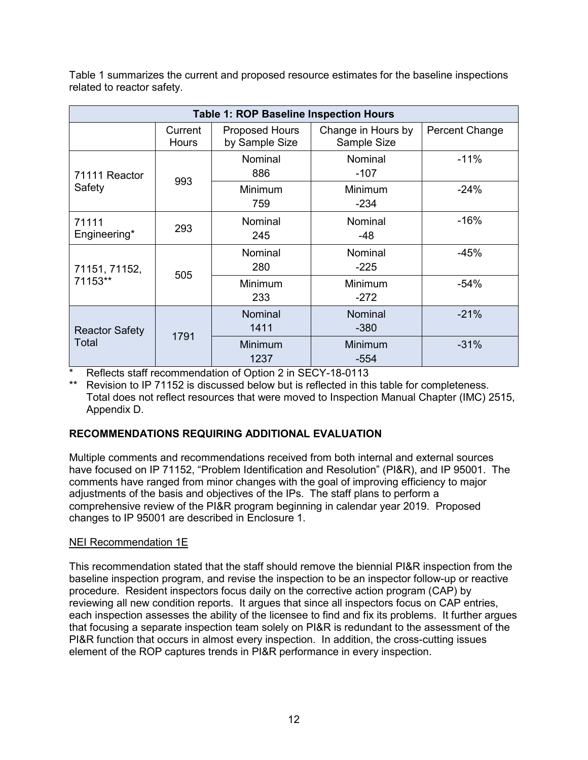Table 1 summarizes the current and proposed resource estimates for the baseline inspections related to reactor safety.

| Table 1: ROP Baseline Inspection Hours | | | | |
|---|---|---|---|---|
| | Current Hours | Proposed Hours by Sample Size | Change in Hours by Sample Size | Percent Change |
| 71111 Reactor Safety | 993 | Nominal 886 | Nominal -107 | -11% |
| | | Minimum 759 | Minimum -234 | -24% |
| 71111 Engineering* | 293 | Nominal 245 | Nominal -48 | -16% |
| 71151, 71152, 71153** | 505 | Nominal 280 | Nominal -225 | -45% |
| | | Minimum 233 | Minimum -272 | -54% |
| Reactor Safety Total | 1791 | Nominal 1411 | Nominal -380 | -21% |
| | | Minimum 1237 | Minimum -554 | -31% |

\* Reflects staff recommendation of Option 2 in SECY-18-0113

\*\* Revision to IP 71152 is discussed below but is reflected in this table for completeness. Total does not reflect resources that were moved to Inspection Manual Chapter (IMC) 2515, Appendix D.

## RECOMMENDATIONS REQUIRING ADDITIONAL EVALUATION

Multiple comments and recommendations received from both internal and external sources have focused on IP 71152, "Problem Identification and Resolution" (PI&R), and IP 95001. The comments have ranged from minor changes with the goal of improving efficiency to major adjustments of the basis and objectives of the IPs. The staff plans to perform a comprehensive review of the PI&R program beginning in calendar year 2019. Proposed changes to IP 95001 are described in Enclosure 1.

### NEI Recommendation 1E

This recommendation stated that the staff should remove the biennial PI&R inspection from the baseline inspection program, and revise the inspection to be an inspector follow-up or reactive procedure. Resident inspectors focus daily on the corrective action program (CAP) by reviewing all new condition reports. It argues that since all inspectors focus on CAP entries, each inspection assesses the ability of the licensee to find and fix its problems. It further argues that focusing a separate inspection team solely on PI&R is redundant to the assessment of the PI&R function that occurs in almost every inspection. In addition, the cross-cutting issues element of the ROP captures trends in PI&R performance in every inspection.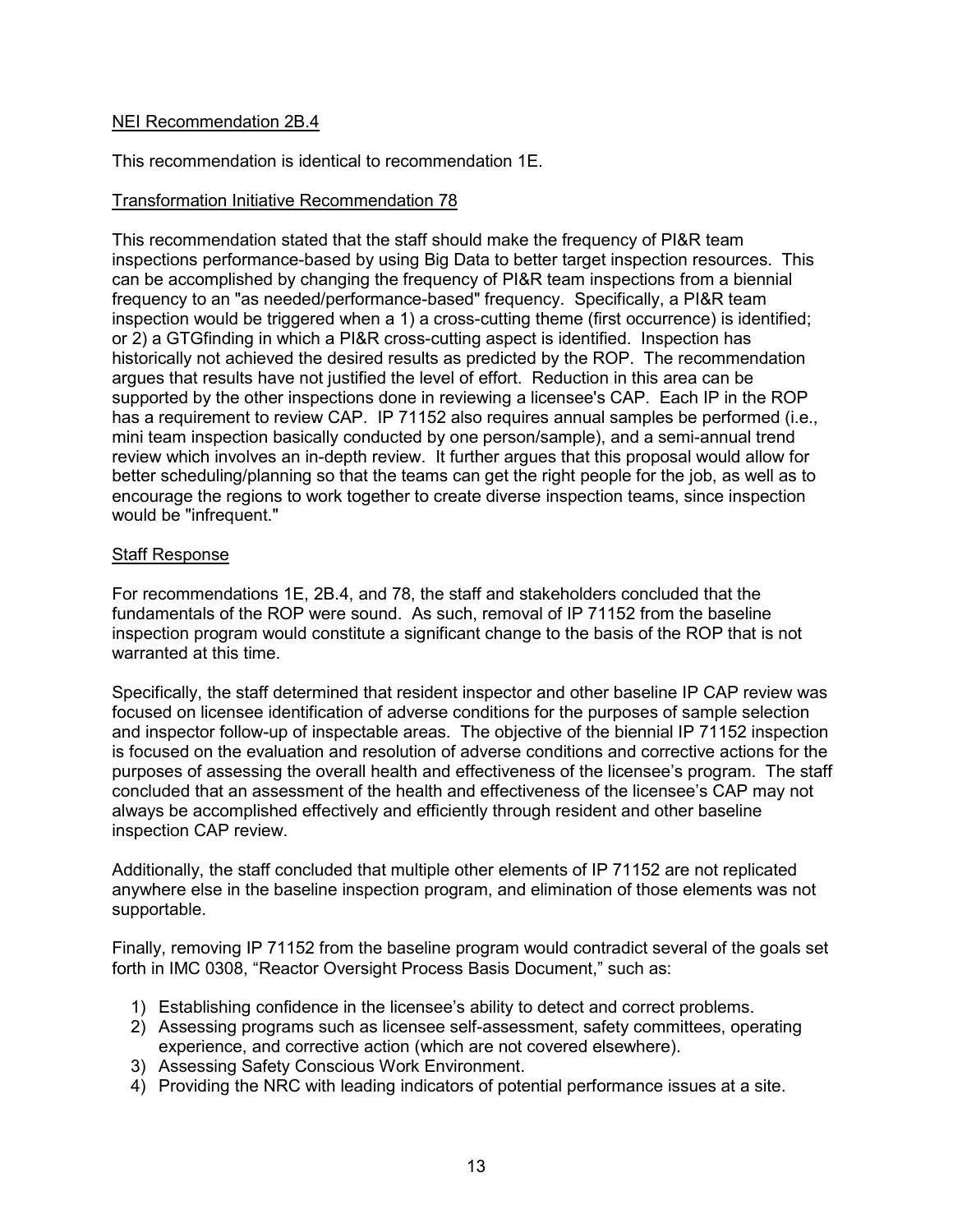NEI Recommendation 2B.4

This recommendation is identical to recommendation 1E.

Transformation Initiative Recommendation 78

This recommendation stated that the staff should make the frequency of PI&R team inspections performance-based by using Big Data to better target inspection resources. This can be accomplished by changing the frequency of PI&R team inspections from a biennial frequency to an "as needed/performance-based" frequency. Specifically, a PI&R team inspection would be triggered when a 1) a cross-cutting theme (first occurrence) is identified; or 2) a GTGfinding in which a PI&R cross-cutting aspect is identified. Inspection has historically not achieved the desired results as predicted by the ROP. The recommendation argues that results have not justified the level of effort. Reduction in this area can be supported by the other inspections done in reviewing a licensee's CAP. Each IP in the ROP has a requirement to review CAP. IP 71152 also requires annual samples be performed (i.e., mini team inspection basically conducted by one person/sample), and a semi-annual trend review which involves an in-depth review. It further argues that this proposal would allow for better scheduling/planning so that the teams can get the right people for the job, as well as to encourage the regions to work together to create diverse inspection teams, since inspection would be "infrequent."

Staff Response

For recommendations 1E, 2B.4, and 78, the staff and stakeholders concluded that the fundamentals of the ROP were sound. As such, removal of IP 71152 from the baseline inspection program would constitute a significant change to the basis of the ROP that is not warranted at this time.

Specifically, the staff determined that resident inspector and other baseline IP CAP review was focused on licensee identification of adverse conditions for the purposes of sample selection and inspector follow-up of inspectable areas. The objective of the biennial IP 71152 inspection is focused on the evaluation and resolution of adverse conditions and corrective actions for the purposes of assessing the overall health and effectiveness of the licensee's program. The staff concluded that an assessment of the health and effectiveness of the licensee's CAP may not always be accomplished effectively and efficiently through resident and other baseline inspection CAP review.

Additionally, the staff concluded that multiple other elements of IP 71152 are not replicated anywhere else in the baseline inspection program, and elimination of those elements was not supportable.

Finally, removing IP 71152 from the baseline program would contradict several of the goals set forth in IMC 0308, "Reactor Oversight Process Basis Document," such as:

1) Establishing confidence in the licensee's ability to detect and correct problems.
2) Assessing programs such as licensee self-assessment, safety committees, operating experience, and corrective action (which are not covered elsewhere).
3) Assessing Safety Conscious Work Environment.
4) Providing the NRC with leading indicators of potential performance issues at a site.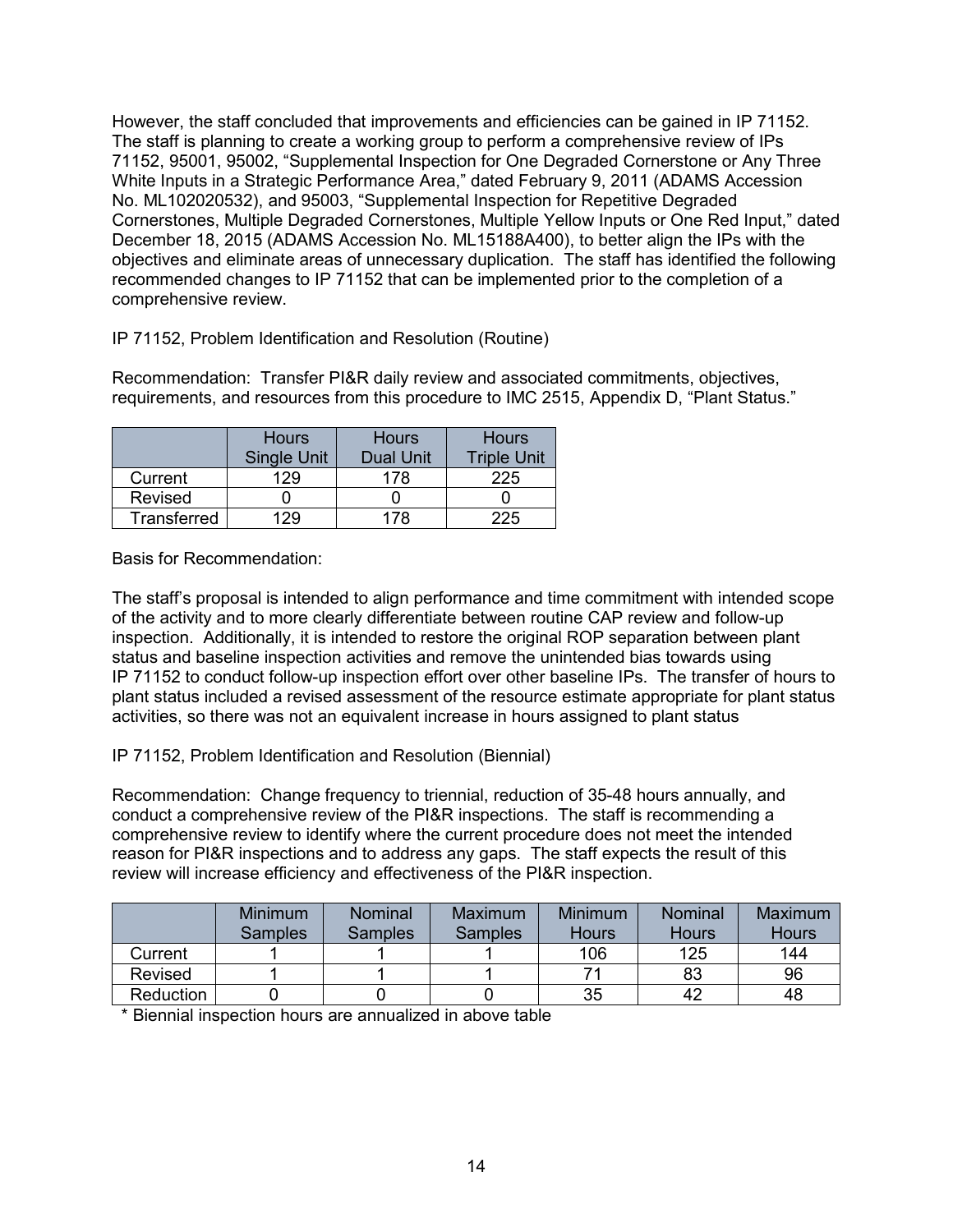However, the staff concluded that improvements and efficiencies can be gained in IP 71152. The staff is planning to create a working group to perform a comprehensive review of IPs 71152, 95001, 95002, "Supplemental Inspection for One Degraded Cornerstone or Any Three White Inputs in a Strategic Performance Area," dated February 9, 2011 (ADAMS Accession No. ML102020532), and 95003, "Supplemental Inspection for Repetitive Degraded Cornerstones, Multiple Degraded Cornerstones, Multiple Yellow Inputs or One Red Input," dated December 18, 2015 (ADAMS Accession No. ML15188A400), to better align the IPs with the objectives and eliminate areas of unnecessary duplication. The staff has identified the following recommended changes to IP 71152 that can be implemented prior to the completion of a comprehensive review.

IP 71152, Problem Identification and Resolution (Routine)

Recommendation: Transfer PI&R daily review and associated commitments, objectives, requirements, and resources from this procedure to IMC 2515, Appendix D, "Plant Status."

| | Hours Single Unit | Hours Dual Unit | Hours Triple Unit |
|---|---|---|---|
| Current | 129 | 178 | 225 |
| Revised | 0 | 0 | 0 |
| Transferred | 129 | 178 | 225 |

Basis for Recommendation:

The staff's proposal is intended to align performance and time commitment with intended scope of the activity and to more clearly differentiate between routine CAP review and follow-up inspection. Additionally, it is intended to restore the original ROP separation between plant status and baseline inspection activities and remove the unintended bias towards using IP 71152 to conduct follow-up inspection effort over other baseline IPs. The transfer of hours to plant status included a revised assessment of the resource estimate appropriate for plant status activities, so there was not an equivalent increase in hours assigned to plant status

IP 71152, Problem Identification and Resolution (Biennial)

Recommendation: Change frequency to triennial, reduction of 35-48 hours annually, and conduct a comprehensive review of the PI&R inspections. The staff is recommending a comprehensive review to identify where the current procedure does not meet the intended reason for PI&R inspections and to address any gaps. The staff expects the result of this review will increase efficiency and effectiveness of the PI&R inspection.

| | Minimum Samples | Nominal Samples | Maximum Samples | Minimum Hours | Nominal Hours | Maximum Hours |
|---|---|---|---|---|---|---|
| Current | 1 | 1 | 1 | 106 | 125 | 144 |
| Revised | 1 | 1 | 1 | 71 | 83 | 96 |
| Reduction | 0 | 0 | 0 | 35 | 42 | 48 |

\* Biennial inspection hours are annualized in above table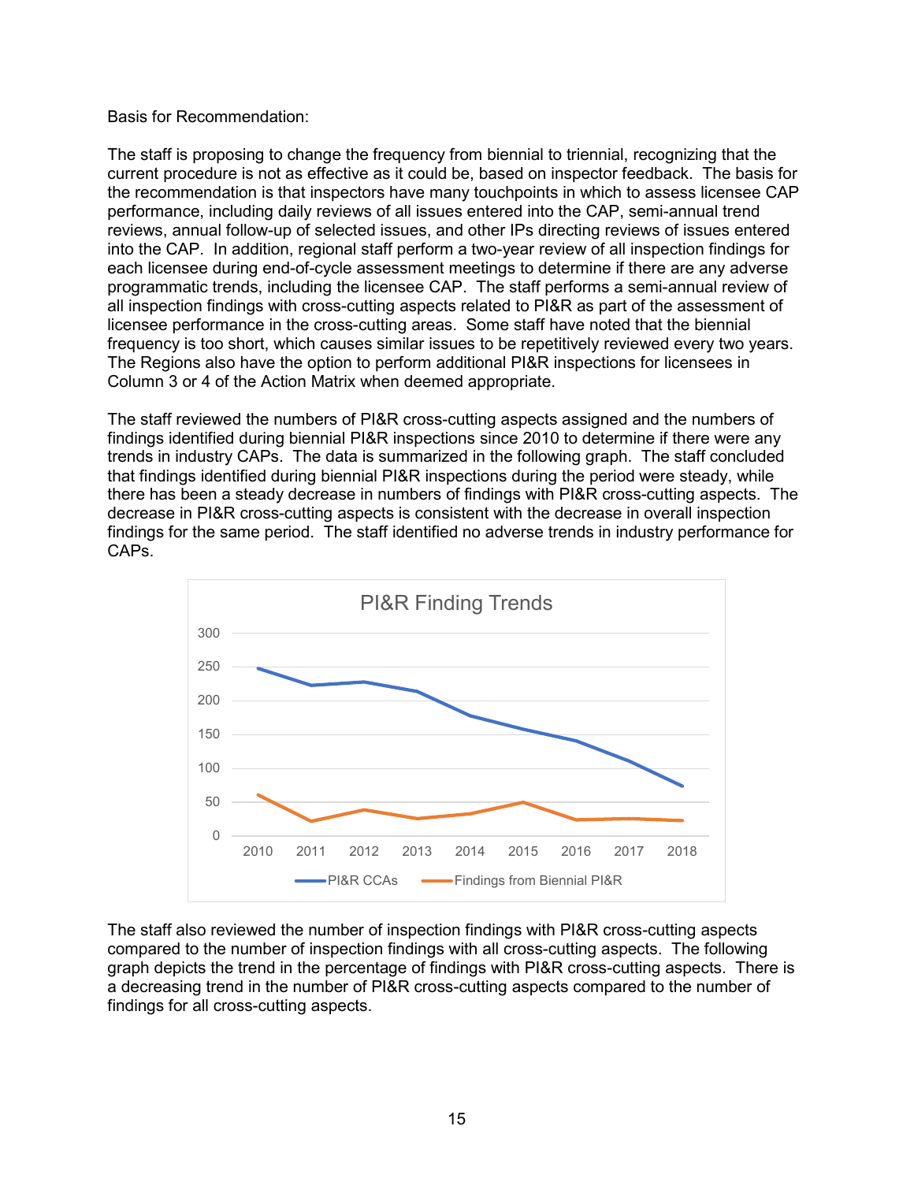Basis for Recommendation:

The staff is proposing to change the frequency from biennial to triennial, recognizing that the current procedure is not as effective as it could be, based on inspector feedback. The basis for the recommendation is that inspectors have many touchpoints in which to assess licensee CAP performance, including daily reviews of all issues entered into the CAP, semi-annual trend reviews, annual follow-up of selected issues, and other IPs directing reviews of issues entered into the CAP. In addition, regional staff perform a two-year review of all inspection findings for each licensee during end-of-cycle assessment meetings to determine if there are any adverse programmatic trends, including the licensee CAP. The staff performs a semi-annual review of all inspection findings with cross-cutting aspects related to PI&R as part of the assessment of licensee performance in the cross-cutting areas. Some staff have noted that the biennial frequency is too short, which causes similar issues to be repetitively reviewed every two years. The Regions also have the option to perform additional PI&R inspections for licensees in Column 3 or 4 of the Action Matrix when deemed appropriate.

The staff reviewed the numbers of PI&R cross-cutting aspects assigned and the numbers of findings identified during biennial PI&R inspections since 2010 to determine if there were any trends in industry CAPs. The data is summarized in the following graph. The staff concluded that findings identified during biennial PI&R inspections during the period were steady, while there has been a steady decrease in numbers of findings with PI&R cross-cutting aspects. The decrease in PI&R cross-cutting aspects is consistent with the decrease in overall inspection findings for the same period. The staff identified no adverse trends in industry performance for CAPs.

PI&R Finding Trends

(Chart: PI&R CCAs and Findings from Biennial PI&R, 2010–2018; y-axis 0–300)

The staff also reviewed the number of inspection findings with PI&R cross-cutting aspects compared to the number of inspection findings with all cross-cutting aspects. The following graph depicts the trend in the percentage of findings with PI&R cross-cutting aspects. There is a decreasing trend in the number of PI&R cross-cutting aspects compared to the number of findings for all cross-cutting aspects.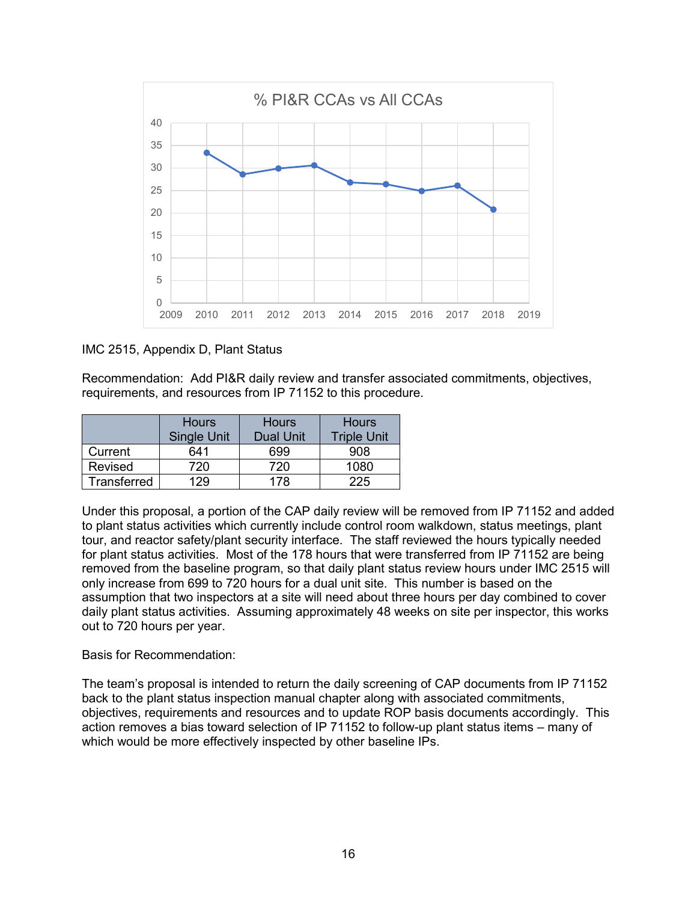IMC 2515, Appendix D, Plant Status

Recommendation: Add PI&R daily review and transfer associated commitments, objectives, requirements, and resources from IP 71152 to this procedure.

| | Hours Single Unit | Hours Dual Unit | Hours Triple Unit |
|---|---|---|---|
| Current | 641 | 699 | 908 |
| Revised | 720 | 720 | 1080 |
| Transferred | 129 | 178 | 225 |

Under this proposal, a portion of the CAP daily review will be removed from IP 71152 and added to plant status activities which currently include control room walkdown, status meetings, plant tour, and reactor safety/plant security interface. The staff reviewed the hours typically needed for plant status activities. Most of the 178 hours that were transferred from IP 71152 are being removed from the baseline program, so that daily plant status review hours under IMC 2515 will only increase from 699 to 720 hours for a dual unit site. This number is based on the assumption that two inspectors at a site will need about three hours per day combined to cover daily plant status activities. Assuming approximately 48 weeks on site per inspector, this works out to 720 hours per year.

Basis for Recommendation:

The team's proposal is intended to return the daily screening of CAP documents from IP 71152 back to the plant status inspection manual chapter along with associated commitments, objectives, requirements and resources and to update ROP basis documents accordingly. This action removes a bias toward selection of IP 71152 to follow-up plant status items – many of which would be more effectively inspected by other baseline IPs.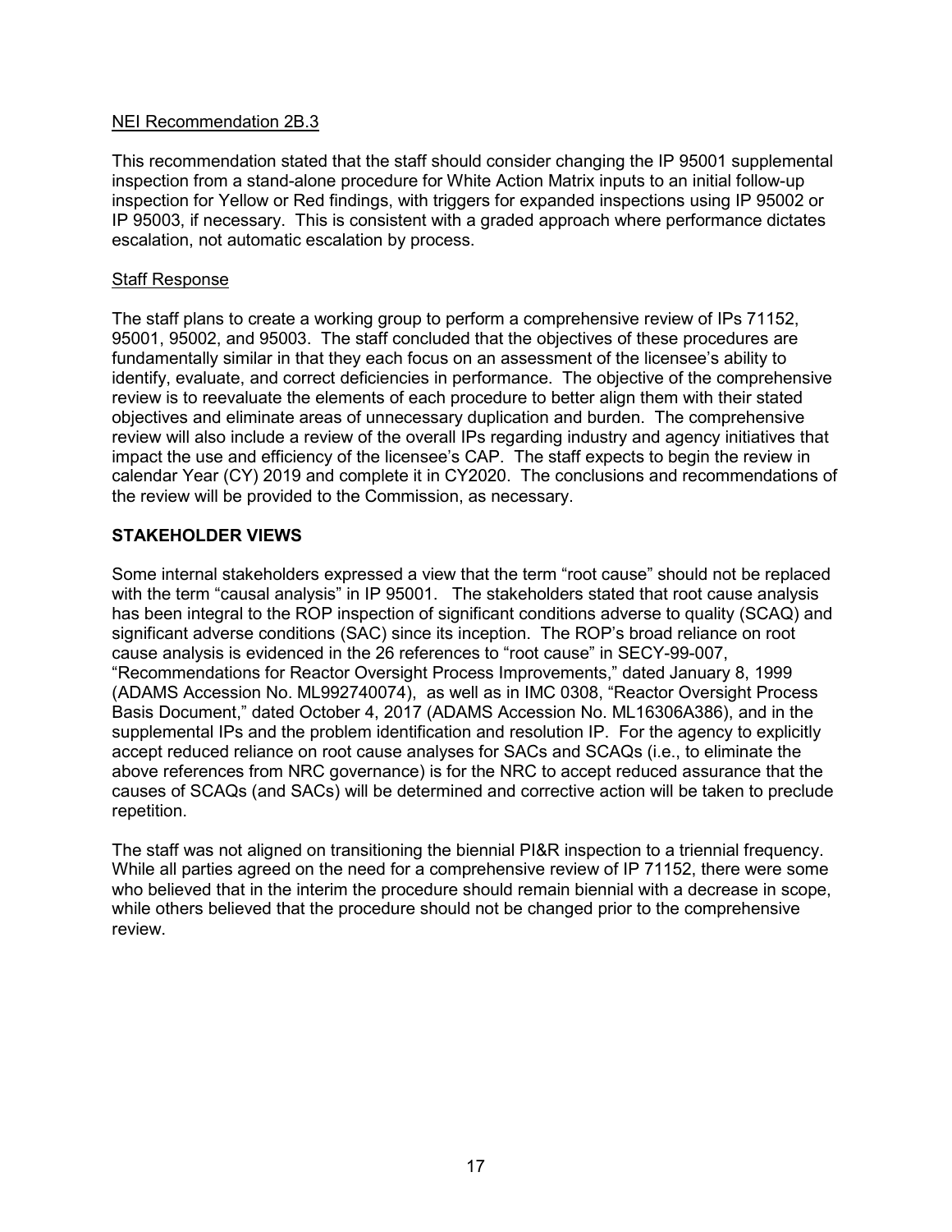NEI Recommendation 2B.3

This recommendation stated that the staff should consider changing the IP 95001 supplemental inspection from a stand-alone procedure for White Action Matrix inputs to an initial follow-up inspection for Yellow or Red findings, with triggers for expanded inspections using IP 95002 or IP 95003, if necessary. This is consistent with a graded approach where performance dictates escalation, not automatic escalation by process.

Staff Response

The staff plans to create a working group to perform a comprehensive review of IPs 71152, 95001, 95002, and 95003. The staff concluded that the objectives of these procedures are fundamentally similar in that they each focus on an assessment of the licensee's ability to identify, evaluate, and correct deficiencies in performance. The objective of the comprehensive review is to reevaluate the elements of each procedure to better align them with their stated objectives and eliminate areas of unnecessary duplication and burden. The comprehensive review will also include a review of the overall IPs regarding industry and agency initiatives that impact the use and efficiency of the licensee's CAP. The staff expects to begin the review in calendar Year (CY) 2019 and complete it in CY2020. The conclusions and recommendations of the review will be provided to the Commission, as necessary.

## STAKEHOLDER VIEWS

Some internal stakeholders expressed a view that the term "root cause" should not be replaced with the term "causal analysis" in IP 95001. The stakeholders stated that root cause analysis has been integral to the ROP inspection of significant conditions adverse to quality (SCAQ) and significant adverse conditions (SAC) since its inception. The ROP's broad reliance on root cause analysis is evidenced in the 26 references to "root cause" in SECY-99-007, "Recommendations for Reactor Oversight Process Improvements," dated January 8, 1999 (ADAMS Accession No. ML992740074), as well as in IMC 0308, "Reactor Oversight Process Basis Document," dated October 4, 2017 (ADAMS Accession No. ML16306A386), and in the supplemental IPs and the problem identification and resolution IP. For the agency to explicitly accept reduced reliance on root cause analyses for SACs and SCAQs (i.e., to eliminate the above references from NRC governance) is for the NRC to accept reduced assurance that the causes of SCAQs (and SACs) will be determined and corrective action will be taken to preclude repetition.

The staff was not aligned on transitioning the biennial PI&R inspection to a triennial frequency. While all parties agreed on the need for a comprehensive review of IP 71152, there were some who believed that in the interim the procedure should remain biennial with a decrease in scope, while others believed that the procedure should not be changed prior to the comprehensive review.